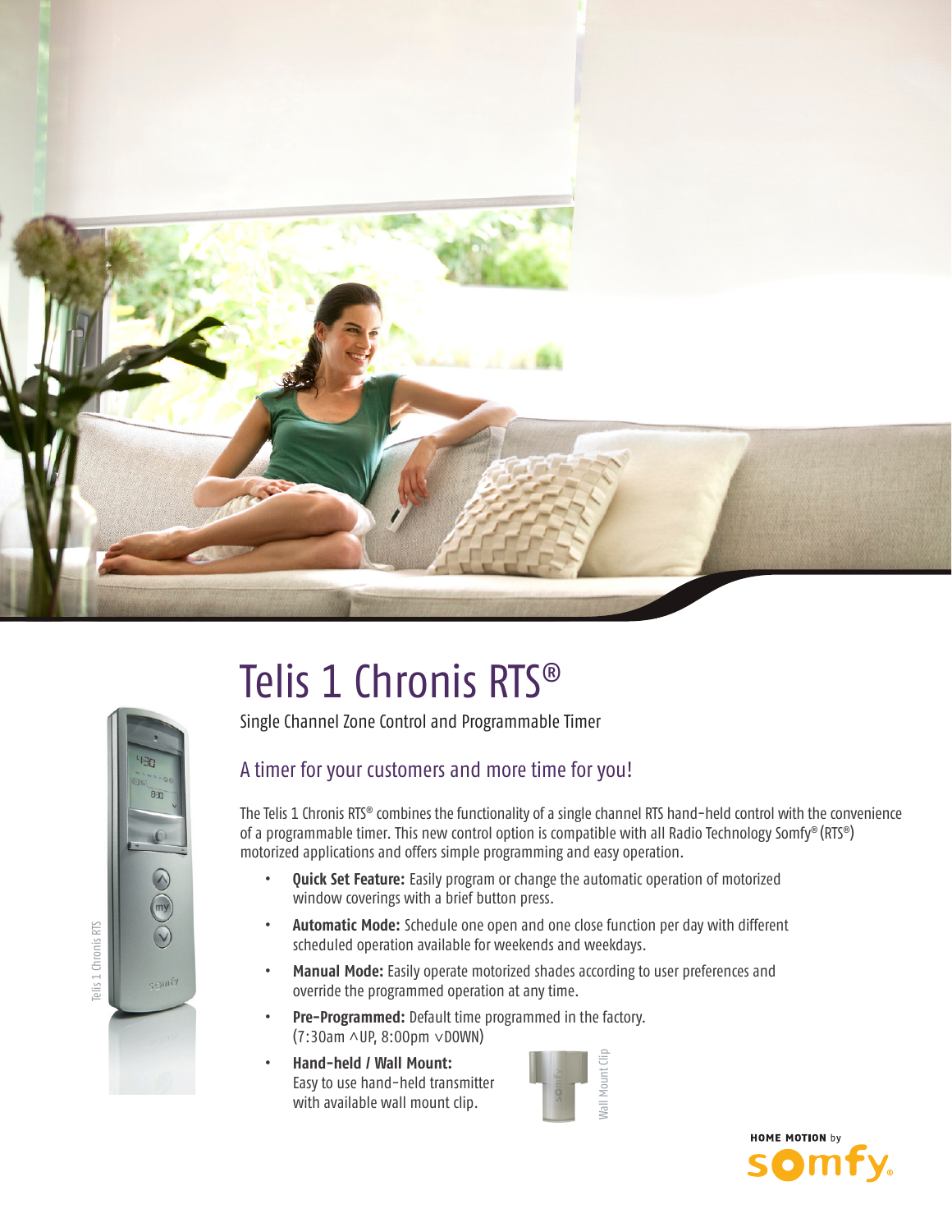# Telis 1 Chronis RTS®

Single Channel Zone Control and Programmable Timer

## A timer for your customers and more time for you!

The Telis 1 Chronis RTS® combines the functionality of a single channel RTS hand-held control with the convenience of a programmable timer. This new control option is compatible with all Radio Technology Somfy® (RTS®) motorized applications and offers simple programming and easy operation.

- **Quick Set Feature:** Easily program or change the automatic operation of motorized window coverings with a brief button press.
- **Automatic Mode:** Schedule one open and one close function per day with different scheduled operation available for weekends and weekdays.
- **Manual Mode:** Easily operate motorized shades according to user preferences and override the programmed operation at any time.
- **Pre-Programmed:** Default time programmed in the factory. (7:30am ∧UP, 8:00pm ∨DOWN)
- **Hand-held / Wall Mount:** Easy to use hand-held transmitter with available wall mount clip.

Telis 1 Chronis RTS

Wall Mount Clip

HOME MOTION by somfy.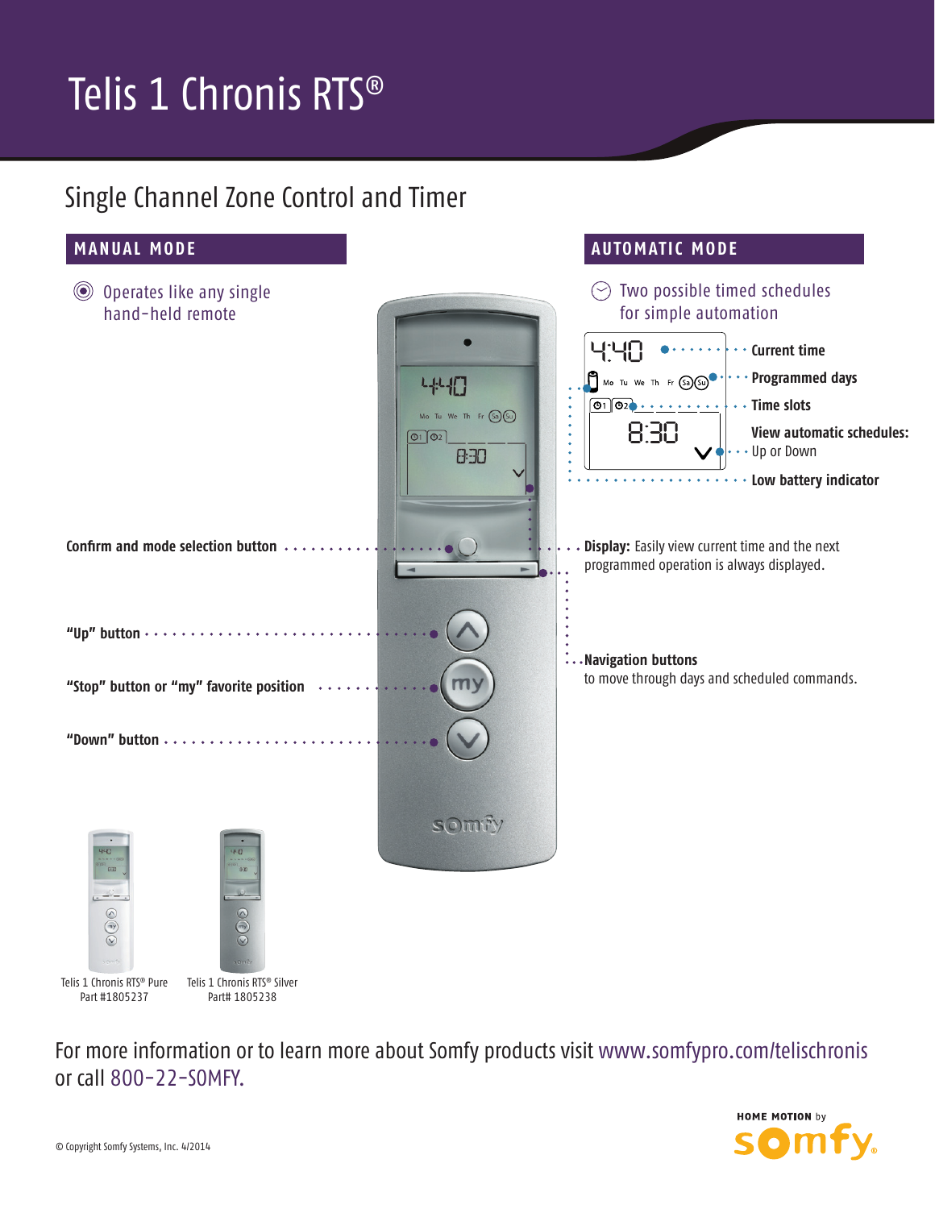# Telis 1 Chronis RTS®

## Single Channel Zone Control and Timer

### MANUAL MODE

Operates like any single hand-held remote

**Confirm and mode selection button**

**"Up" button**

**"Stop" button or "my" favorite position**

**"Down" button**

### AUTOMATIC MODE

Two possible timed schedules for simple automation

**Current time**

**Programmed days**

**Time slots**

**View automatic schedules:** Up or Down

**Low battery indicator**

**Display:** Easily view current time and the next programmed operation is always displayed.

**Navigation buttons** to move through days and scheduled commands.

Telis 1 Chronis RTS® Pure
Part #1805237

Telis 1 Chronis RTS® Silver
Part# 1805238

For more information or to learn more about Somfy products visit www.somfypro.com/telischronis or call 800-22-SOMFY.

© Copyright Somfy Systems, Inc. 4/2014

HOME MOTION by somfy